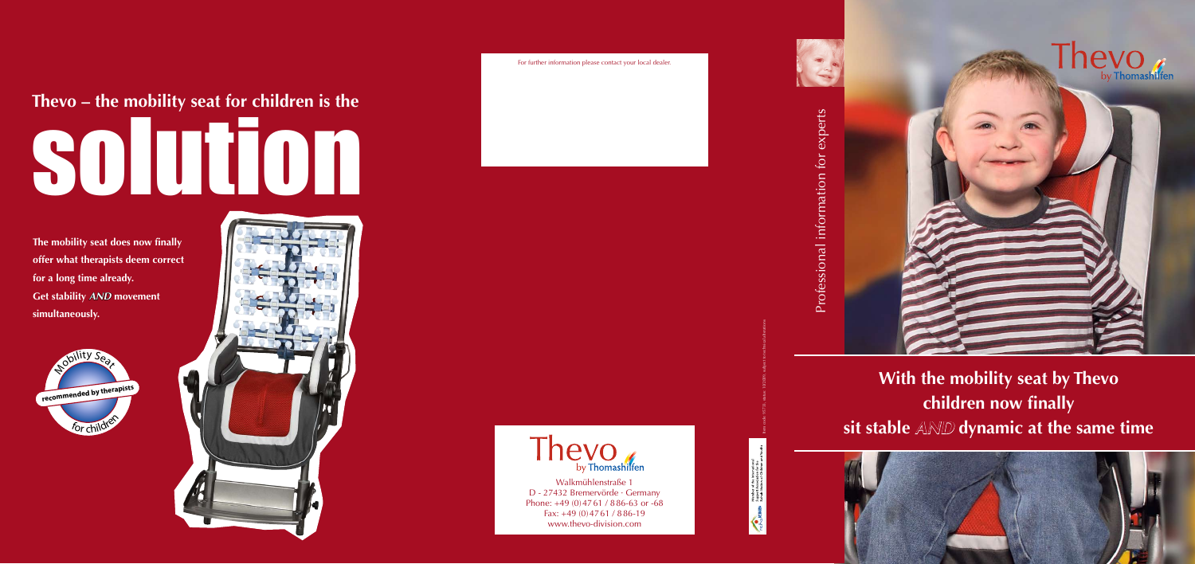## Thevo – the mobility seat for children is the

# solution

**The mobility seat does now finally offer what therapists deem correct for a long time already. Get stability *AND* movement simultaneously.**

Mobility Seat
recommended by therapists
for children

For further information please contact your local dealer.

Thevo by Thomashilfen

Walkmühlenstraße 1
D - 27432 Bremervörde · Germany
Phone: +49 (0)47 61 / 8 86-63 or -68
Fax: +49 (0)47 61 / 8 86-19
www.thevo-division.com

Professional information for experts

Thevo by Thomashilfen

**With the mobility seat by Thevo children now finally sit stable *AND* dynamic at the same time**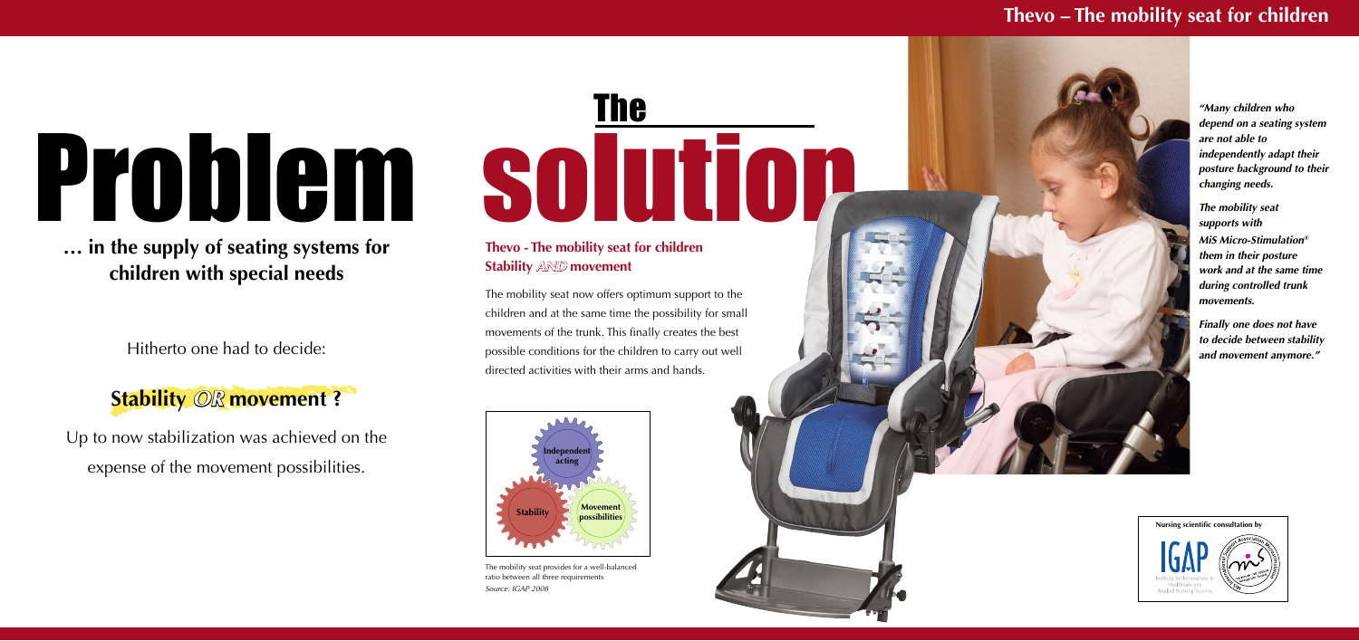# Problem

## ... in the supply of seating systems for children with special needs

Hitherto one had to decide:

**Stability OR movement ?**

Up to now stabilization was achieved on the expense of the movement possibilities.

# The solution

### Thevo - The mobility seat for children
### Stability AND movement

The mobility seat now offers optimum support to the children and at the same time the possibility for small movements of the trunk. This finally creates the best possible conditions for the children to carry out well directed activities with their arms and hands.

Independent acting

Stability

Movement possibilities

The mobility seat provides for a well-balanced ratio between all three requirements
*Source: IGAP 2008*

***"Many children who depend on a seating system are not able to independently adapt their posture background to their changing needs.***

***The mobility seat supports with MiS Micro-Stimulation® them in their posture work and at the same time during controlled trunk movements.***

***Finally one does not have to decide between stability and movement anymore."***

Nursing scientific consultation by

IGAP
Institute for Innovations in Healthcare and Applied Nursing Science